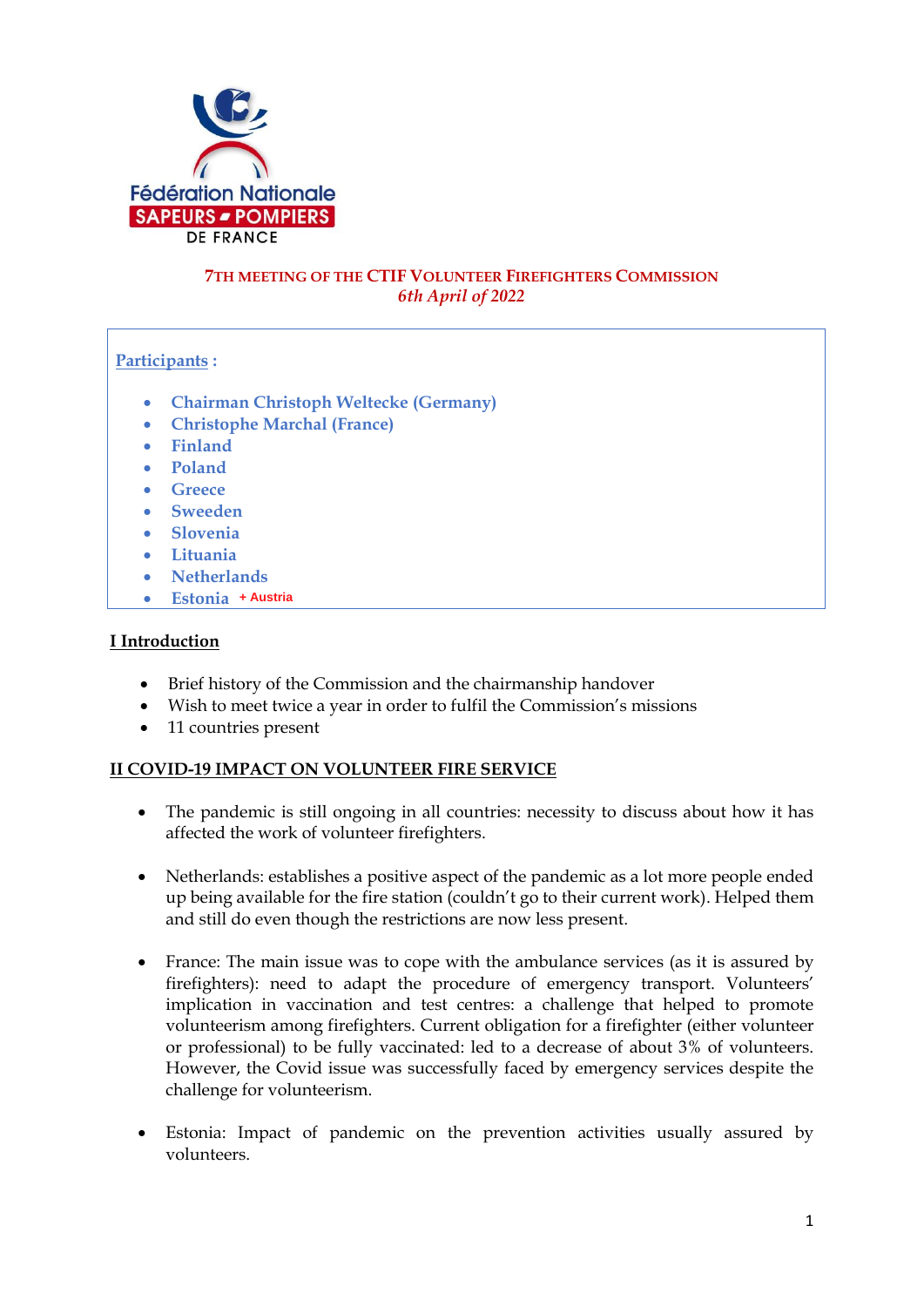Fédération Nationale
SAPEURS POMPIERS
DE FRANCE

# 7TH MEETING OF THE CTIF VOLUNTEER FIREFIGHTERS COMMISSION

*6th April of 2022*

**Participants :**

- Chairman Christoph Weltecke (Germany)
- Christophe Marchal (France)
- Finland
- Poland
- Greece
- Sweeden
- Slovenia
- Lituania
- Netherlands
- Estonia + Austria

## I Introduction

- Brief history of the Commission and the chairmanship handover
- Wish to meet twice a year in order to fulfil the Commission's missions
- 11 countries present

## II COVID-19 IMPACT ON VOLUNTEER FIRE SERVICE

- The pandemic is still ongoing in all countries: necessity to discuss about how it has affected the work of volunteer firefighters.

- Netherlands: establishes a positive aspect of the pandemic as a lot more people ended up being available for the fire station (couldn't go to their current work). Helped them and still do even though the restrictions are now less present.

- France: The main issue was to cope with the ambulance services (as it is assured by firefighters): need to adapt the procedure of emergency transport. Volunteers' implication in vaccination and test centres: a challenge that helped to promote volunteerism among firefighters. Current obligation for a firefighter (either volunteer or professional) to be fully vaccinated: led to a decrease of about 3% of volunteers. However, the Covid issue was successfully faced by emergency services despite the challenge for volunteerism.

- Estonia: Impact of pandemic on the prevention activities usually assured by volunteers.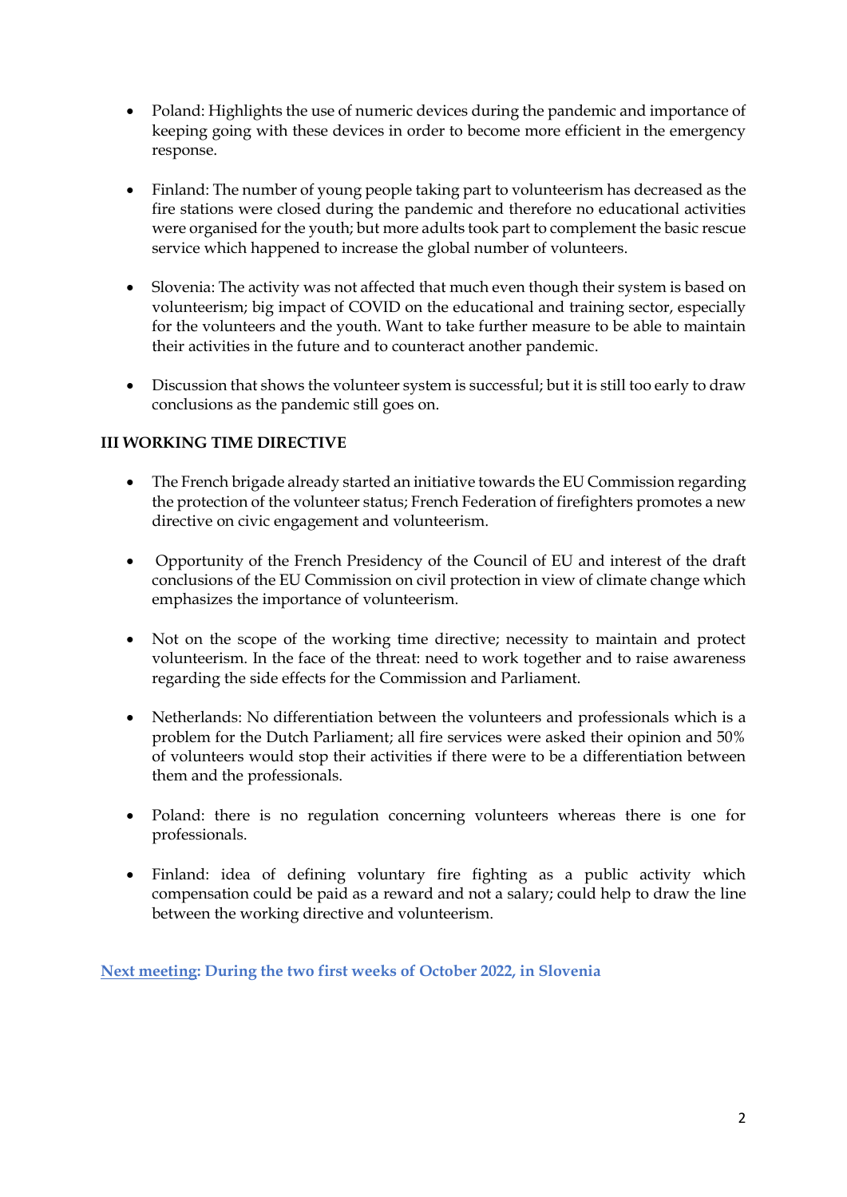- Poland: Highlights the use of numeric devices during the pandemic and importance of keeping going with these devices in order to become more efficient in the emergency response.

- Finland: The number of young people taking part to volunteerism has decreased as the fire stations were closed during the pandemic and therefore no educational activities were organised for the youth; but more adults took part to complement the basic rescue service which happened to increase the global number of volunteers.

- Slovenia: The activity was not affected that much even though their system is based on volunteerism; big impact of COVID on the educational and training sector, especially for the volunteers and the youth. Want to take further measure to be able to maintain their activities in the future and to counteract another pandemic.

- Discussion that shows the volunteer system is successful; but it is still too early to draw conclusions as the pandemic still goes on.

**III WORKING TIME DIRECTIVE**

- The French brigade already started an initiative towards the EU Commission regarding the protection of the volunteer status; French Federation of firefighters promotes a new directive on civic engagement and volunteerism.

- Opportunity of the French Presidency of the Council of EU and interest of the draft conclusions of the EU Commission on civil protection in view of climate change which emphasizes the importance of volunteerism.

- Not on the scope of the working time directive; necessity to maintain and protect volunteerism. In the face of the threat: need to work together and to raise awareness regarding the side effects for the Commission and Parliament.

- Netherlands: No differentiation between the volunteers and professionals which is a problem for the Dutch Parliament; all fire services were asked their opinion and 50% of volunteers would stop their activities if there were to be a differentiation between them and the professionals.

- Poland: there is no regulation concerning volunteers whereas there is one for professionals.

- Finland: idea of defining voluntary fire fighting as a public activity which compensation could be paid as a reward and not a salary; could help to draw the line between the working directive and volunteerism.

**<u>Next meeting</u>: During the two first weeks of October 2022, in Slovenia**